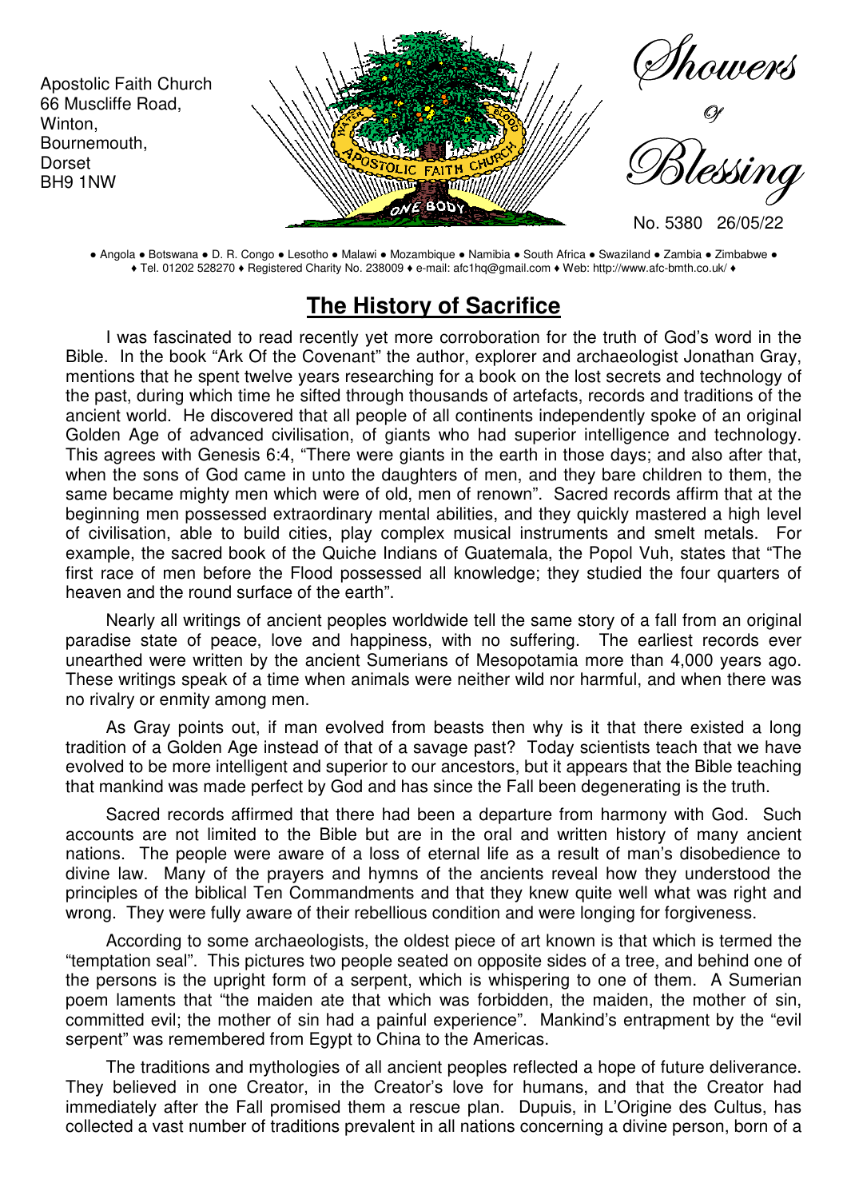Apostolic Faith Church
66 Muscliffe Road,
Winton,
Bournemouth,
Dorset
BH9 1NW

# Showers of Blessing

No. 5380 26/05/22

● Angola ● Botswana ● D. R. Congo ● Lesotho ● Malawi ● Mozambique ● Namibia ● South Africa ● Swaziland ● Zambia ● Zimbabwe ●
♦ Tel. 01202 528270 ♦ Registered Charity No. 238009 ♦ e-mail: afc1hq@gmail.com ♦ Web: http://www.afc-bmth.co.uk/ ♦

## The History of Sacrifice

I was fascinated to read recently yet more corroboration for the truth of God's word in the Bible. In the book "Ark Of the Covenant" the author, explorer and archaeologist Jonathan Gray, mentions that he spent twelve years researching for a book on the lost secrets and technology of the past, during which time he sifted through thousands of artefacts, records and traditions of the ancient world. He discovered that all people of all continents independently spoke of an original Golden Age of advanced civilisation, of giants who had superior intelligence and technology. This agrees with Genesis 6:4, "There were giants in the earth in those days; and also after that, when the sons of God came in unto the daughters of men, and they bare children to them, the same became mighty men which were of old, men of renown". Sacred records affirm that at the beginning men possessed extraordinary mental abilities, and they quickly mastered a high level of civilisation, able to build cities, play complex musical instruments and smelt metals. For example, the sacred book of the Quiche Indians of Guatemala, the Popol Vuh, states that "The first race of men before the Flood possessed all knowledge; they studied the four quarters of heaven and the round surface of the earth".

Nearly all writings of ancient peoples worldwide tell the same story of a fall from an original paradise state of peace, love and happiness, with no suffering. The earliest records ever unearthed were written by the ancient Sumerians of Mesopotamia more than 4,000 years ago. These writings speak of a time when animals were neither wild nor harmful, and when there was no rivalry or enmity among men.

As Gray points out, if man evolved from beasts then why is it that there existed a long tradition of a Golden Age instead of that of a savage past? Today scientists teach that we have evolved to be more intelligent and superior to our ancestors, but it appears that the Bible teaching that mankind was made perfect by God and has since the Fall been degenerating is the truth.

Sacred records affirmed that there had been a departure from harmony with God. Such accounts are not limited to the Bible but are in the oral and written history of many ancient nations. The people were aware of a loss of eternal life as a result of man's disobedience to divine law. Many of the prayers and hymns of the ancients reveal how they understood the principles of the biblical Ten Commandments and that they knew quite well what was right and wrong. They were fully aware of their rebellious condition and were longing for forgiveness.

According to some archaeologists, the oldest piece of art known is that which is termed the "temptation seal". This pictures two people seated on opposite sides of a tree, and behind one of the persons is the upright form of a serpent, which is whispering to one of them. A Sumerian poem laments that "the maiden ate that which was forbidden, the maiden, the mother of sin, committed evil; the mother of sin had a painful experience". Mankind's entrapment by the "evil serpent" was remembered from Egypt to China to the Americas.

The traditions and mythologies of all ancient peoples reflected a hope of future deliverance. They believed in one Creator, in the Creator's love for humans, and that the Creator had immediately after the Fall promised them a rescue plan. Dupuis, in L'Origine des Cultus, has collected a vast number of traditions prevalent in all nations concerning a divine person, born of a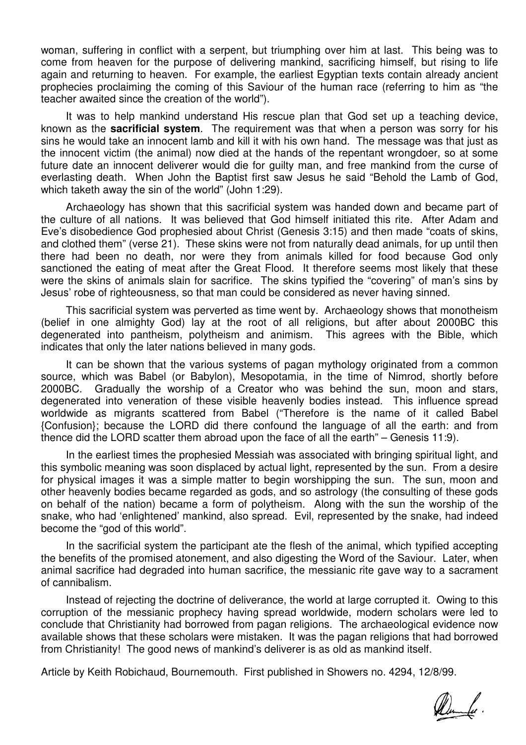woman, suffering in conflict with a serpent, but triumphing over him at last. This being was to come from heaven for the purpose of delivering mankind, sacrificing himself, but rising to life again and returning to heaven. For example, the earliest Egyptian texts contain already ancient prophecies proclaiming the coming of this Saviour of the human race (referring to him as "the teacher awaited since the creation of the world").

It was to help mankind understand His rescue plan that God set up a teaching device, known as the **sacrificial system**. The requirement was that when a person was sorry for his sins he would take an innocent lamb and kill it with his own hand. The message was that just as the innocent victim (the animal) now died at the hands of the repentant wrongdoer, so at some future date an innocent deliverer would die for guilty man, and free mankind from the curse of everlasting death. When John the Baptist first saw Jesus he said "Behold the Lamb of God, which taketh away the sin of the world" (John 1:29).

Archaeology has shown that this sacrificial system was handed down and became part of the culture of all nations. It was believed that God himself initiated this rite. After Adam and Eve's disobedience God prophesied about Christ (Genesis 3:15) and then made "coats of skins, and clothed them" (verse 21). These skins were not from naturally dead animals, for up until then there had been no death, nor were they from animals killed for food because God only sanctioned the eating of meat after the Great Flood. It therefore seems most likely that these were the skins of animals slain for sacrifice. The skins typified the "covering" of man's sins by Jesus' robe of righteousness, so that man could be considered as never having sinned.

This sacrificial system was perverted as time went by. Archaeology shows that monotheism (belief in one almighty God) lay at the root of all religions, but after about 2000BC this degenerated into pantheism, polytheism and animism. This agrees with the Bible, which indicates that only the later nations believed in many gods.

It can be shown that the various systems of pagan mythology originated from a common source, which was Babel (or Babylon), Mesopotamia, in the time of Nimrod, shortly before 2000BC. Gradually the worship of a Creator who was behind the sun, moon and stars, degenerated into veneration of these visible heavenly bodies instead. This influence spread worldwide as migrants scattered from Babel ("Therefore is the name of it called Babel {Confusion}; because the LORD did there confound the language of all the earth: and from thence did the LORD scatter them abroad upon the face of all the earth" – Genesis 11:9).

In the earliest times the prophesied Messiah was associated with bringing spiritual light, and this symbolic meaning was soon displaced by actual light, represented by the sun. From a desire for physical images it was a simple matter to begin worshipping the sun. The sun, moon and other heavenly bodies became regarded as gods, and so astrology (the consulting of these gods on behalf of the nation) became a form of polytheism. Along with the sun the worship of the snake, who had 'enlightened' mankind, also spread. Evil, represented by the snake, had indeed become the "god of this world".

In the sacrificial system the participant ate the flesh of the animal, which typified accepting the benefits of the promised atonement, and also digesting the Word of the Saviour. Later, when animal sacrifice had degraded into human sacrifice, the messianic rite gave way to a sacrament of cannibalism.

Instead of rejecting the doctrine of deliverance, the world at large corrupted it. Owing to this corruption of the messianic prophecy having spread worldwide, modern scholars were led to conclude that Christianity had borrowed from pagan religions. The archaeological evidence now available shows that these scholars were mistaken. It was the pagan religions that had borrowed from Christianity! The good news of mankind's deliverer is as old as mankind itself.

Article by Keith Robichaud, Bournemouth. First published in Showers no. 4294, 12/8/99.